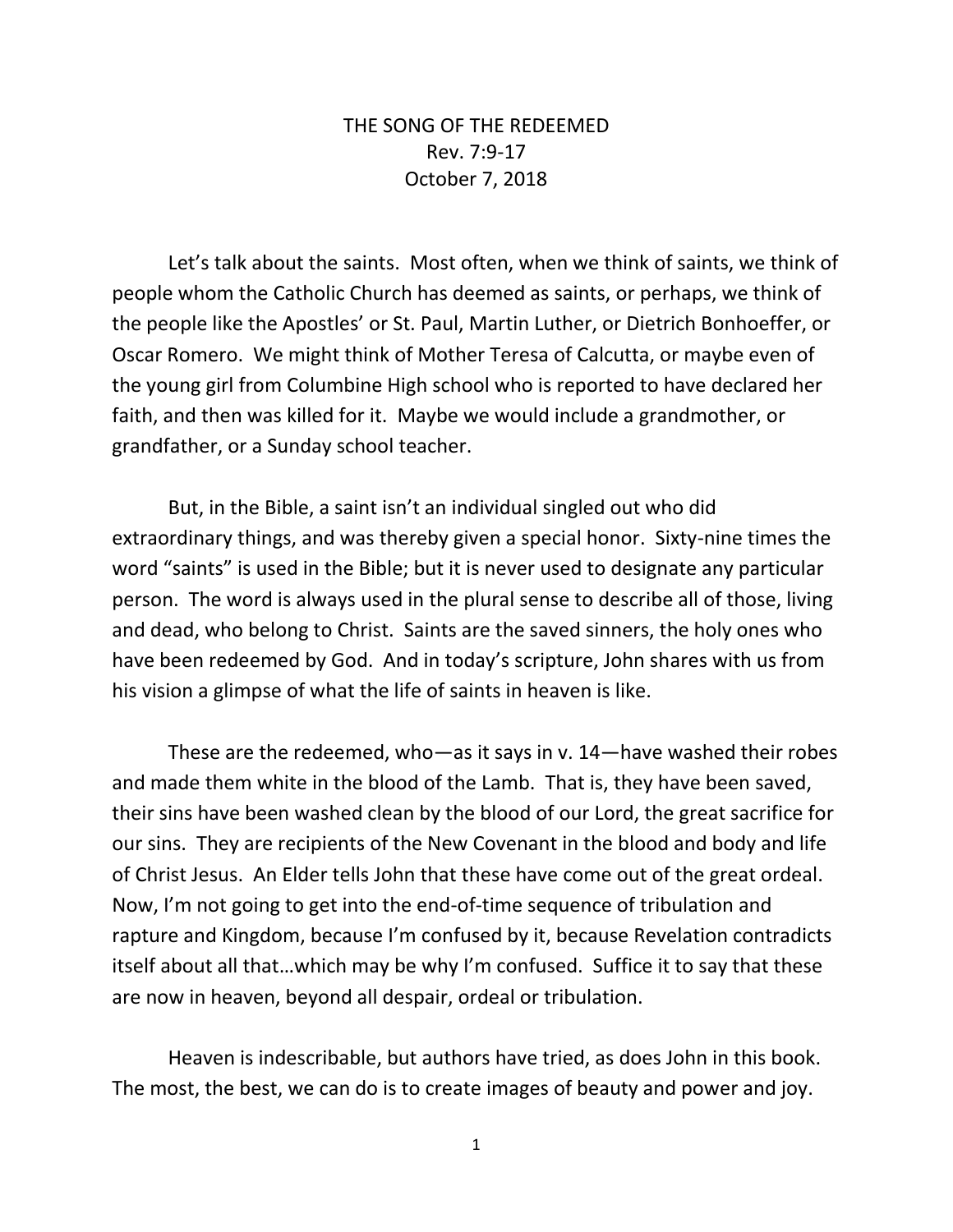# THE SONG OF THE REDEEMED

Rev. 7:9-17

October 7, 2018

Let's talk about the saints. Most often, when we think of saints, we think of people whom the Catholic Church has deemed as saints, or perhaps, we think of the people like the Apostles' or St. Paul, Martin Luther, or Dietrich Bonhoeffer, or Oscar Romero. We might think of Mother Teresa of Calcutta, or maybe even of the young girl from Columbine High school who is reported to have declared her faith, and then was killed for it. Maybe we would include a grandmother, or grandfather, or a Sunday school teacher.

But, in the Bible, a saint isn't an individual singled out who did extraordinary things, and was thereby given a special honor. Sixty-nine times the word "saints" is used in the Bible; but it is never used to designate any particular person. The word is always used in the plural sense to describe all of those, living and dead, who belong to Christ. Saints are the saved sinners, the holy ones who have been redeemed by God. And in today's scripture, John shares with us from his vision a glimpse of what the life of saints in heaven is like.

These are the redeemed, who—as it says in v. 14—have washed their robes and made them white in the blood of the Lamb. That is, they have been saved, their sins have been washed clean by the blood of our Lord, the great sacrifice for our sins. They are recipients of the New Covenant in the blood and body and life of Christ Jesus. An Elder tells John that these have come out of the great ordeal. Now, I'm not going to get into the end-of-time sequence of tribulation and rapture and Kingdom, because I'm confused by it, because Revelation contradicts itself about all that…which may be why I'm confused. Suffice it to say that these are now in heaven, beyond all despair, ordeal or tribulation.

Heaven is indescribable, but authors have tried, as does John in this book. The most, the best, we can do is to create images of beauty and power and joy.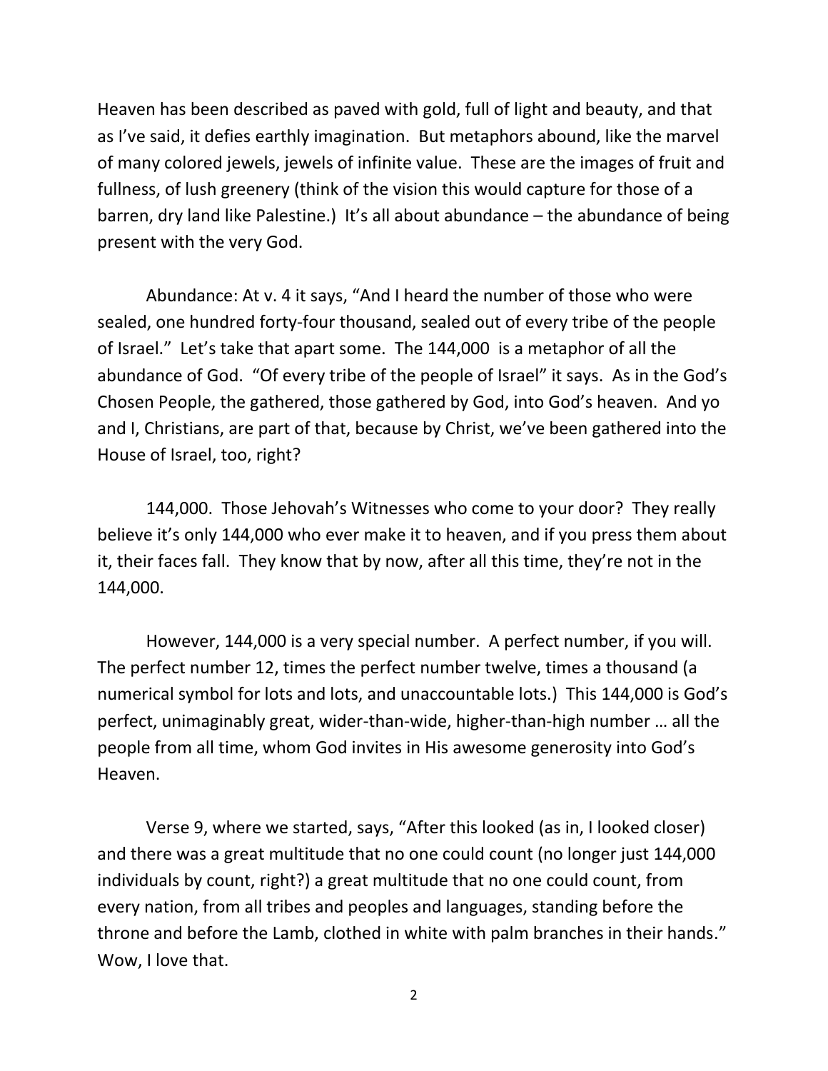Heaven has been described as paved with gold, full of light and beauty, and that as I've said, it defies earthly imagination. But metaphors abound, like the marvel of many colored jewels, jewels of infinite value. These are the images of fruit and fullness, of lush greenery (think of the vision this would capture for those of a barren, dry land like Palestine.) It's all about abundance – the abundance of being present with the very God.

Abundance: At v. 4 it says, "And I heard the number of those who were sealed, one hundred forty-four thousand, sealed out of every tribe of the people of Israel." Let's take that apart some. The 144,000 is a metaphor of all the abundance of God. "Of every tribe of the people of Israel" it says. As in the God's Chosen People, the gathered, those gathered by God, into God's heaven. And yo and I, Christians, are part of that, because by Christ, we've been gathered into the House of Israel, too, right?

144,000. Those Jehovah's Witnesses who come to your door? They really believe it's only 144,000 who ever make it to heaven, and if you press them about it, their faces fall. They know that by now, after all this time, they're not in the 144,000.

However, 144,000 is a very special number. A perfect number, if you will. The perfect number 12, times the perfect number twelve, times a thousand (a numerical symbol for lots and lots, and unaccountable lots.) This 144,000 is God's perfect, unimaginably great, wider-than-wide, higher-than-high number … all the people from all time, whom God invites in His awesome generosity into God's Heaven.

Verse 9, where we started, says, "After this looked (as in, I looked closer) and there was a great multitude that no one could count (no longer just 144,000 individuals by count, right?) a great multitude that no one could count, from every nation, from all tribes and peoples and languages, standing before the throne and before the Lamb, clothed in white with palm branches in their hands." Wow, I love that.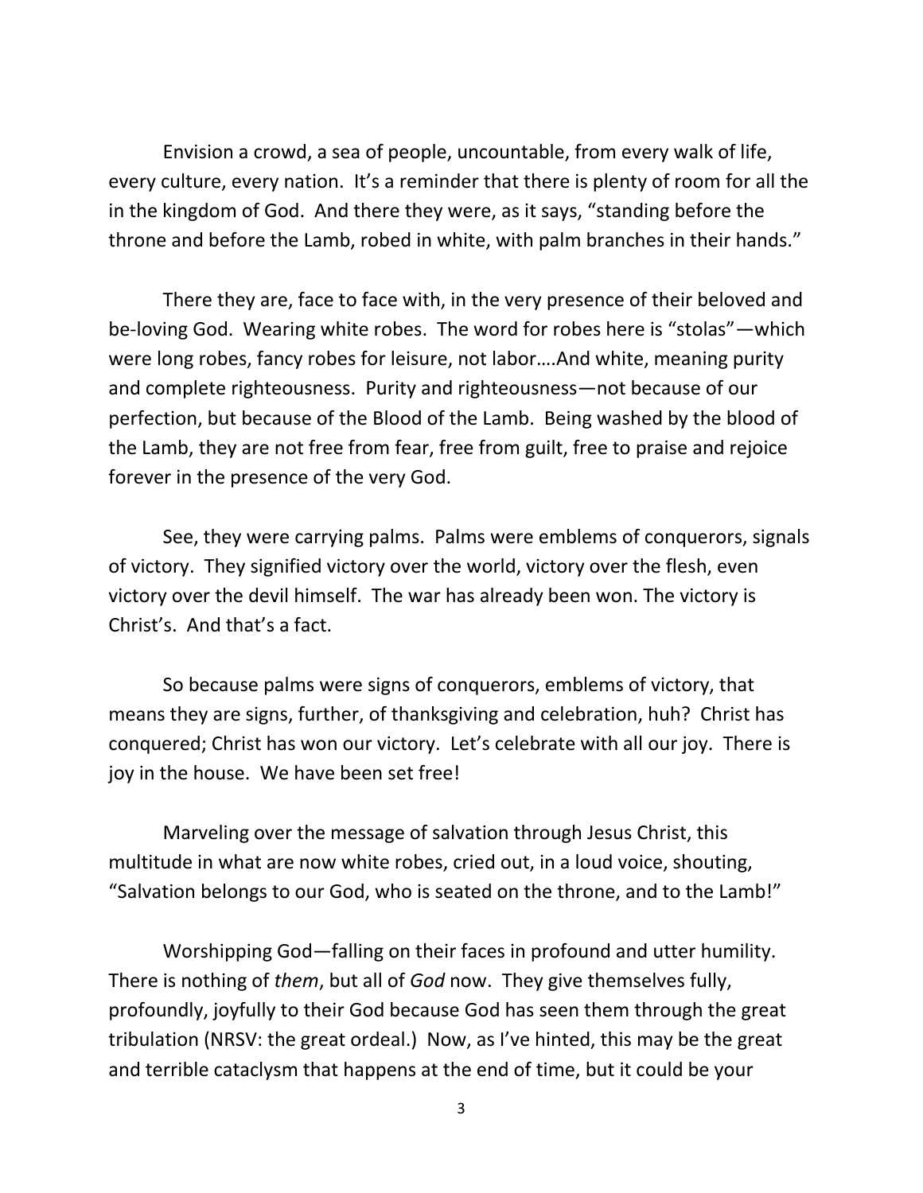Envision a crowd, a sea of people, uncountable, from every walk of life, every culture, every nation. It's a reminder that there is plenty of room for all the in the kingdom of God. And there they were, as it says, "standing before the throne and before the Lamb, robed in white, with palm branches in their hands."

There they are, face to face with, in the very presence of their beloved and be-loving God. Wearing white robes. The word for robes here is "stolas"—which were long robes, fancy robes for leisure, not labor….And white, meaning purity and complete righteousness. Purity and righteousness—not because of our perfection, but because of the Blood of the Lamb. Being washed by the blood of the Lamb, they are not free from fear, free from guilt, free to praise and rejoice forever in the presence of the very God.

See, they were carrying palms. Palms were emblems of conquerors, signals of victory. They signified victory over the world, victory over the flesh, even victory over the devil himself. The war has already been won. The victory is Christ's. And that's a fact.

So because palms were signs of conquerors, emblems of victory, that means they are signs, further, of thanksgiving and celebration, huh? Christ has conquered; Christ has won our victory. Let's celebrate with all our joy. There is joy in the house. We have been set free!

Marveling over the message of salvation through Jesus Christ, this multitude in what are now white robes, cried out, in a loud voice, shouting, "Salvation belongs to our God, who is seated on the throne, and to the Lamb!"

Worshipping God—falling on their faces in profound and utter humility. There is nothing of *them*, but all of *God* now. They give themselves fully, profoundly, joyfully to their God because God has seen them through the great tribulation (NRSV: the great ordeal.) Now, as I've hinted, this may be the great and terrible cataclysm that happens at the end of time, but it could be your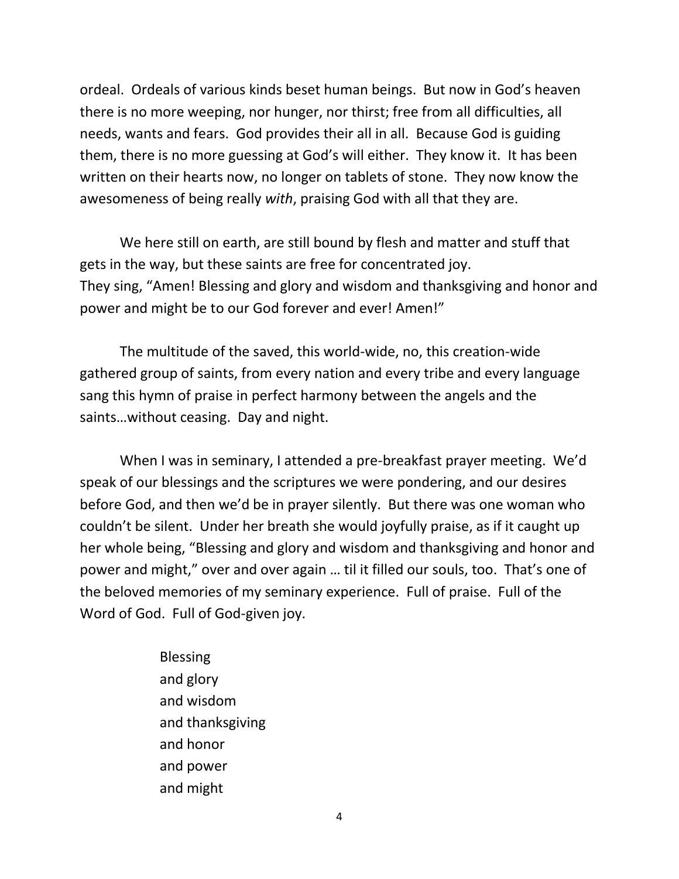ordeal. Ordeals of various kinds beset human beings. But now in God's heaven there is no more weeping, nor hunger, nor thirst; free from all difficulties, all needs, wants and fears. God provides their all in all. Because God is guiding them, there is no more guessing at God's will either. They know it. It has been written on their hearts now, no longer on tablets of stone. They now know the awesomeness of being really *with*, praising God with all that they are.

We here still on earth, are still bound by flesh and matter and stuff that gets in the way, but these saints are free for concentrated joy.
They sing, "Amen! Blessing and glory and wisdom and thanksgiving and honor and power and might be to our God forever and ever! Amen!"

The multitude of the saved, this world-wide, no, this creation-wide gathered group of saints, from every nation and every tribe and every language sang this hymn of praise in perfect harmony between the angels and the saints…without ceasing. Day and night.

When I was in seminary, I attended a pre-breakfast prayer meeting. We'd speak of our blessings and the scriptures we were pondering, and our desires before God, and then we'd be in prayer silently. But there was one woman who couldn't be silent. Under her breath she would joyfully praise, as if it caught up her whole being, "Blessing and glory and wisdom and thanksgiving and honor and power and might," over and over again … til it filled our souls, too. That's one of the beloved memories of my seminary experience. Full of praise. Full of the Word of God. Full of God-given joy.

> Blessing
> and glory
> and wisdom
> and thanksgiving
> and honor
> and power
> and might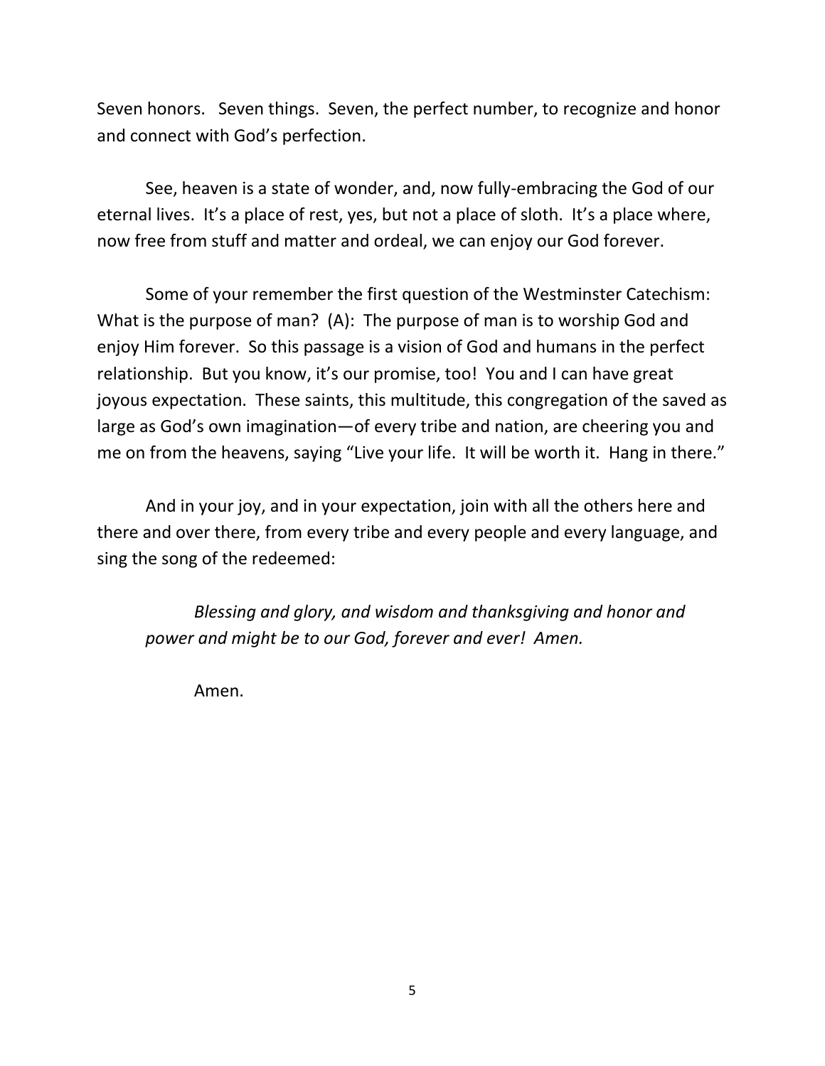Seven honors. Seven things. Seven, the perfect number, to recognize and honor and connect with God's perfection.

See, heaven is a state of wonder, and, now fully-embracing the God of our eternal lives. It's a place of rest, yes, but not a place of sloth. It's a place where, now free from stuff and matter and ordeal, we can enjoy our God forever.

Some of your remember the first question of the Westminster Catechism: What is the purpose of man? (A): The purpose of man is to worship God and enjoy Him forever. So this passage is a vision of God and humans in the perfect relationship. But you know, it's our promise, too! You and I can have great joyous expectation. These saints, this multitude, this congregation of the saved as large as God's own imagination—of every tribe and nation, are cheering you and me on from the heavens, saying "Live your life. It will be worth it. Hang in there."

And in your joy, and in your expectation, join with all the others here and there and over there, from every tribe and every people and every language, and sing the song of the redeemed:

> *Blessing and glory, and wisdom and thanksgiving and honor and power and might be to our God, forever and ever! Amen.*

Amen.